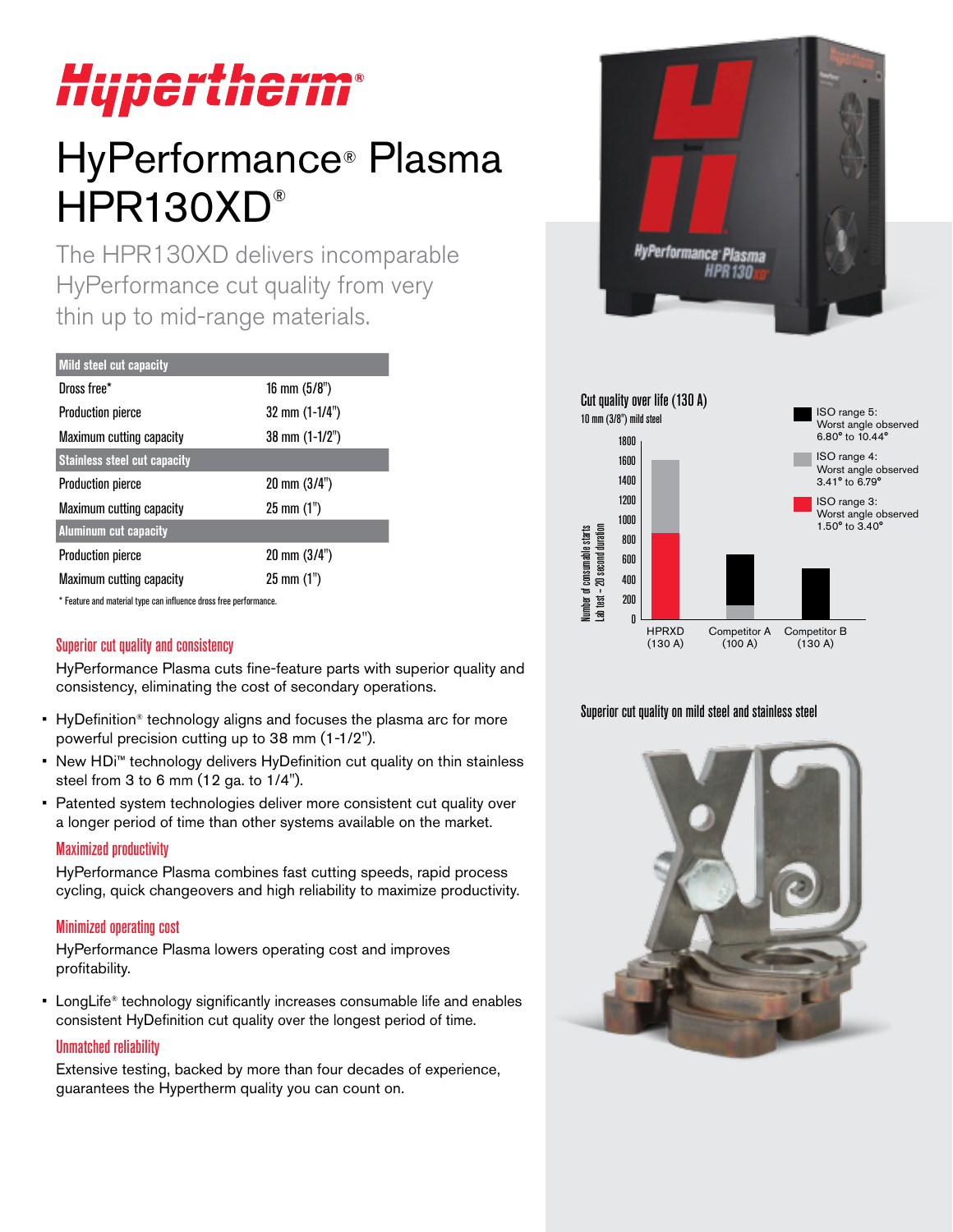# Hypertherm®

# HyPerformance® Plasma HPR130XD®

The HPR130XD delivers incomparable HyPerformance cut quality from very thin up to mid-range materials.

| Mild steel cut capacity | |
|---|---|
| Dross free* | 16 mm (5/8") |
| Production pierce | 32 mm (1-1/4") |
| Maximum cutting capacity | 38 mm (1-1/2") |
| **Stainless steel cut capacity** | |
| Production pierce | 20 mm (3/4") |
| Maximum cutting capacity | 25 mm (1") |
| **Aluminum cut capacity** | |
| Production pierce | 20 mm (3/4") |
| Maximum cutting capacity | 25 mm (1") |

* Feature and material type can influence dross free performance.

## Superior cut quality and consistency

HyPerformance Plasma cuts fine-feature parts with superior quality and consistency, eliminating the cost of secondary operations.

- HyDefinition® technology aligns and focuses the plasma arc for more powerful precision cutting up to 38 mm (1-1/2").
- New HDi™ technology delivers HyDefinition cut quality on thin stainless steel from 3 to 6 mm (12 ga. to 1/4").
- Patented system technologies deliver more consistent cut quality over a longer period of time than other systems available on the market.

## Maximized productivity

HyPerformance Plasma combines fast cutting speeds, rapid process cycling, quick changeovers and high reliability to maximize productivity.

## Minimized operating cost

HyPerformance Plasma lowers operating cost and improves profitability.

- LongLife® technology significantly increases consumable life and enables consistent HyDefinition cut quality over the longest period of time.

## Unmatched reliability

Extensive testing, backed by more than four decades of experience, guarantees the Hypertherm quality you can count on.

**Cut quality over life (130 A)**

10 mm (3/8") mild steel

Number of consumable starts — Lab test – 20 second duration

- ISO range 5: Worst angle observed 6.80° to 10.44°
- ISO range 4: Worst angle observed 3.41° to 6.79°
- ISO range 3: Worst angle observed 1.50° to 3.40°

HPRXD (130 A) | Competitor A (100 A) | Competitor B (130 A)

Superior cut quality on mild steel and stainless steel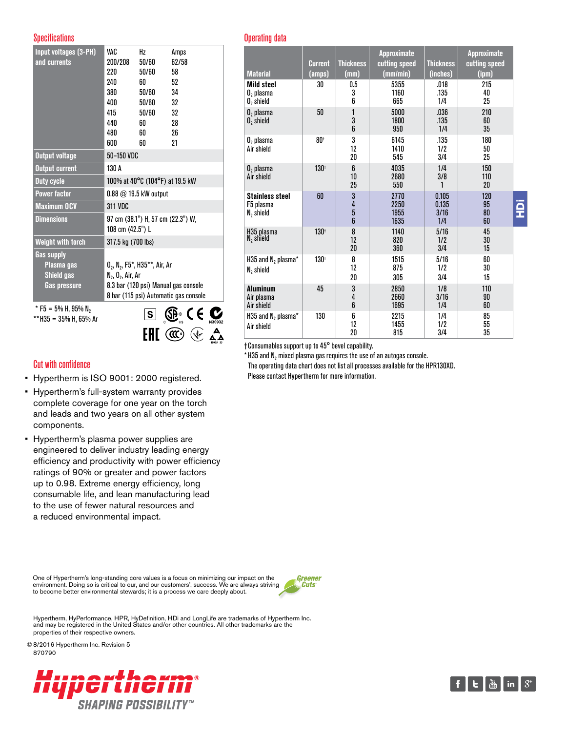## Specifications

| | | | |
|---|---|---|---|
| Input voltages (3-PH) and currents | VAC | Hz | Amps |
| | 200/208 | 50/60 | 62/58 |
| | 220 | 50/60 | 58 |
| | 240 | 60 | 52 |
| | 380 | 50/60 | 34 |
| | 400 | 50/60 | 32 |
| | 415 | 50/60 | 32 |
| | 440 | 60 | 28 |
| | 480 | 60 | 26 |
| | 600 | 60 | 21 |
| Output voltage | 50–150 VDC | | |
| Output current | 130 A | | |
| Duty cycle | 100% at 40°C (104°F) at 19.5 kW | | |
| Power factor | 0.88 @ 19.5 kW output | | |
| Maximum OCV | 311 VDC | | |
| Dimensions | 97 cm (38.1") H, 57 cm (22.3") W, 108 cm (42.5") L | | |
| Weight with torch | 317.5 kg (700 lbs) | | |
| Gas supply | | | |
| Plasma gas | $O_2$, $N_2$, F5*, H35**, Air, Ar | | |
| Shield gas | $N_2$, $O_2$, Air, Ar | | |
| Gas pressure | 8.3 bar (120 psi) Manual gas console<br>8 bar (115 psi) Automatic gas console | | |

\* F5 = 5% H, 95% $N_2$
\*\* H35 = 35% H, 65% Ar

## Operating data

| Material | Current (amps) | Thickness (mm) | Approximate cutting speed (mm/min) | Thickness (inches) | Approximate cutting speed (ipm) |
|---|---|---|---|---|---|
| **Mild steel**<br>$O_2$ plasma<br>$O_2$ shield | 30 | 0.5<br>3<br>6 | 5355<br>1160<br>665 | .018<br>.135<br>1/4 | 215<br>40<br>25 |
| $O_2$ plasma<br>$O_2$ shield | 50 | 1<br>3<br>6 | 5000<br>1800<br>950 | .036<br>.135<br>1/4 | 210<br>60<br>35 |
| $O_2$ plasma<br>Air shield | 80† | 3<br>12<br>20 | 6145<br>1410<br>545 | .135<br>1/2<br>3/4 | 180<br>50<br>25 |
| $O_2$ plasma<br>Air shield | 130† | 6<br>10<br>25 | 4035<br>2680<br>550 | 1/4<br>3/8<br>1 | 150<br>110<br>20 |
| **Stainless steel**<br>F5 plasma<br>$N_2$ shield | 60 | 3<br>4<br>5<br>6 | 2770<br>2250<br>1955<br>1635 | 0.105<br>0.135<br>3/16<br>1/4 | 120<br>95<br>80<br>60 |
| H35 plasma<br>$N_2$ shield | 130† | 8<br>12<br>20 | 1140<br>820<br>360 | 5/16<br>1/2<br>3/4 | 45<br>30<br>15 |
| H35 and $N_2$ plasma*<br>$N_2$ shield | 130† | 8<br>12<br>20 | 1515<br>875<br>305 | 5/16<br>1/2<br>3/4 | 60<br>30<br>15 |
| **Aluminum**<br>Air plasma<br>Air shield | 45 | 3<br>4<br>6 | 2850<br>2660<br>1695 | 1/8<br>3/16<br>1/4 | 110<br>90<br>60 |
| H35 and $N_2$ plasma*<br>Air shield | 130 | 6<br>12<br>20 | 2215<br>1455<br>815 | 1/4<br>1/2<br>3/4 | 85<br>55<br>35 |

HDi

† Consumables support up to 45° bevel capability.
\* H35 and $N_2$ mixed plasma gas requires the use of an autogas console.
The operating data chart does not list all processes available for the HPR130XD. Please contact Hypertherm for more information.

## Cut with confidence

- Hypertherm is ISO 9001: 2000 registered.
- Hypertherm's full-system warranty provides complete coverage for one year on the torch and leads and two years on all other system components.
- Hypertherm's plasma power supplies are engineered to deliver industry leading energy efficiency and productivity with power efficiency ratings of 90% or greater and power factors up to 0.98. Extreme energy efficiency, long consumable life, and lean manufacturing lead to the use of fewer natural resources and a reduced environmental impact.

One of Hypertherm's long-standing core values is a focus on minimizing our impact on the environment. Doing so is critical to our, and our customers', success. We are always striving to become better environmental stewards; it is a process we care deeply about.

Greener Cuts

Hypertherm, HyPerformance, HPR, HyDefinition, HDi and LongLife are trademarks of Hypertherm Inc. and may be registered in the United States and/or other countries. All other trademarks are the properties of their respective owners.

© 8/2016 Hypertherm Inc. Revision 5
870790

Hypertherm®
SHAPING POSSIBILITY™